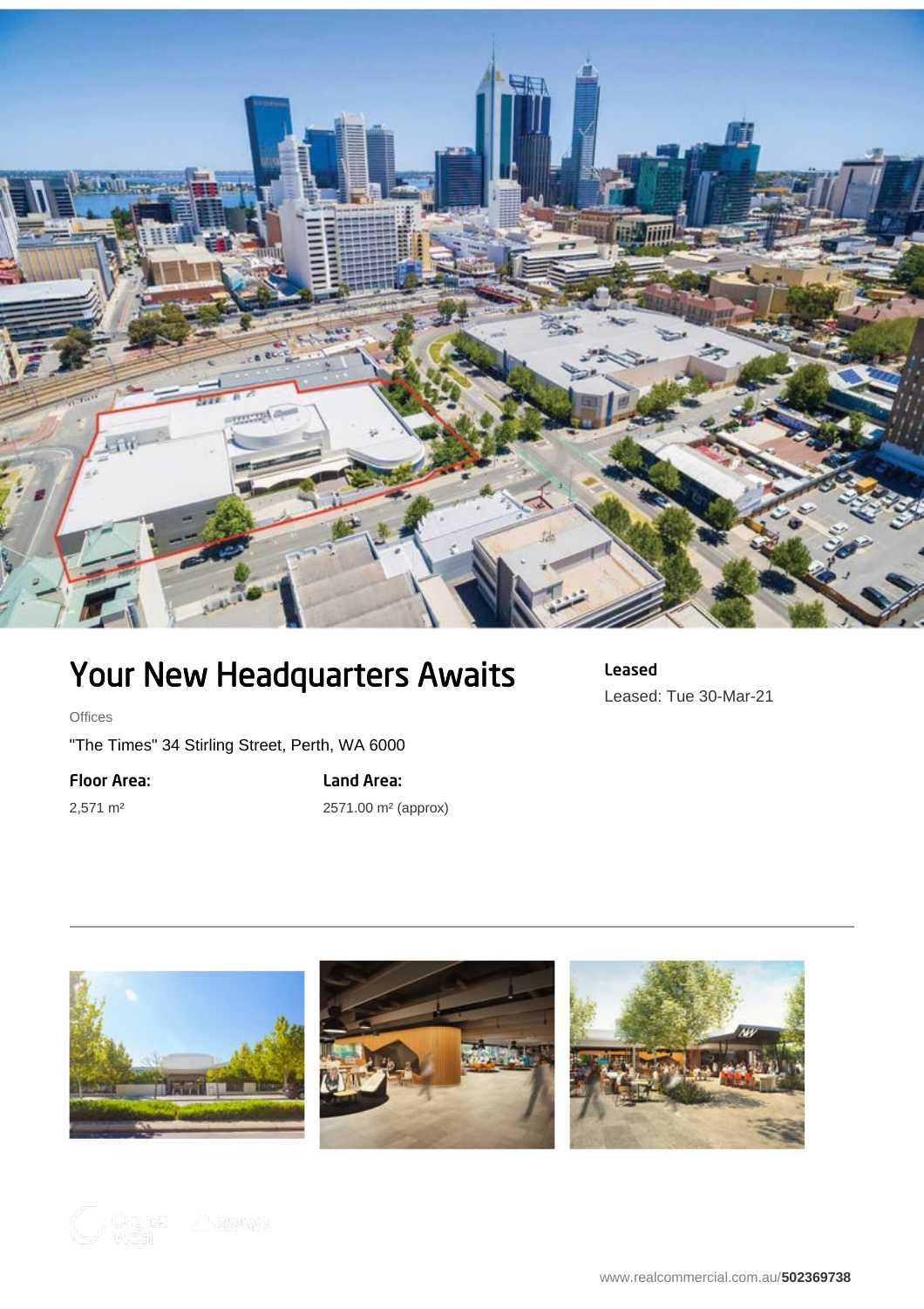# Your New Headquarters Awaits

Offices

"The Times" 34 Stirling Street, Perth, WA 6000

**Floor Area:**

2,571 m²

**Land Area:**

2571.00 m² (approx)

**Leased**

Leased: Tue 30-Mar-21

www.realcommercial.com.au/**502369738**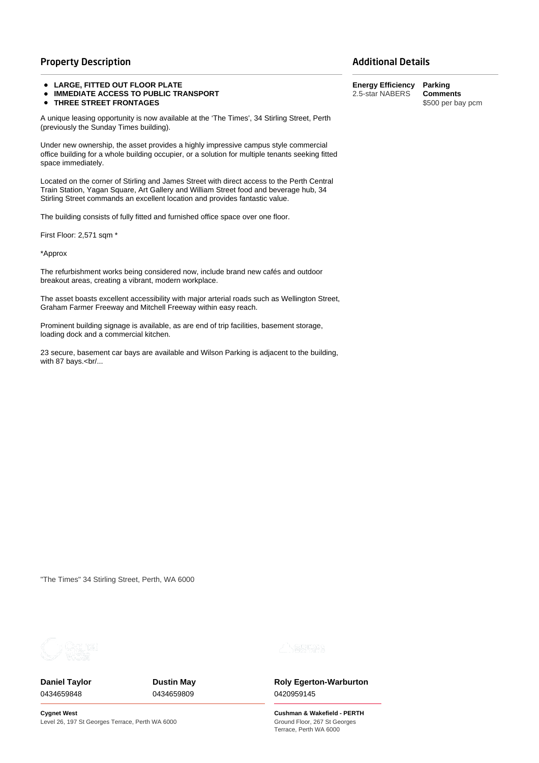## Property Description

- **LARGE, FITTED OUT FLOOR PLATE**
- **IMMEDIATE ACCESS TO PUBLIC TRANSPORT**
- **THREE STREET FRONTAGES**

A unique leasing opportunity is now available at the 'The Times', 34 Stirling Street, Perth (previously the Sunday Times building).

Under new ownership, the asset provides a highly impressive campus style commercial office building for a whole building occupier, or a solution for multiple tenants seeking fitted space immediately.

Located on the corner of Stirling and James Street with direct access to the Perth Central Train Station, Yagan Square, Art Gallery and William Street food and beverage hub, 34 Stirling Street commands an excellent location and provides fantastic value.

The building consists of fully fitted and furnished office space over one floor.

First Floor: 2,571 sqm *

*Approx

The refurbishment works being considered now, include brand new cafés and outdoor breakout areas, creating a vibrant, modern workplace.

The asset boasts excellent accessibility with major arterial roads such as Wellington Street, Graham Farmer Freeway and Mitchell Freeway within easy reach.

Prominent building signage is available, as are end of trip facilities, basement storage, loading dock and a commercial kitchen.

23 secure, basement car bays are available and Wilson Parking is adjacent to the building, with 87 bays.<br/...

## Additional Details

**Energy Efficiency**
2.5-star NABERS

**Parking Comments**
$500 per bay pcm

"The Times" 34 Stirling Street, Perth, WA 6000

**Daniel Taylor**
0434659848

**Dustin May**
0434659809

**Cygnet West**
Level 26, 197 St Georges Terrace, Perth WA 6000

**Roly Egerton-Warburton**
0420959145

**Cushman & Wakefield - PERTH**
Ground Floor, 267 St Georges Terrace, Perth WA 6000